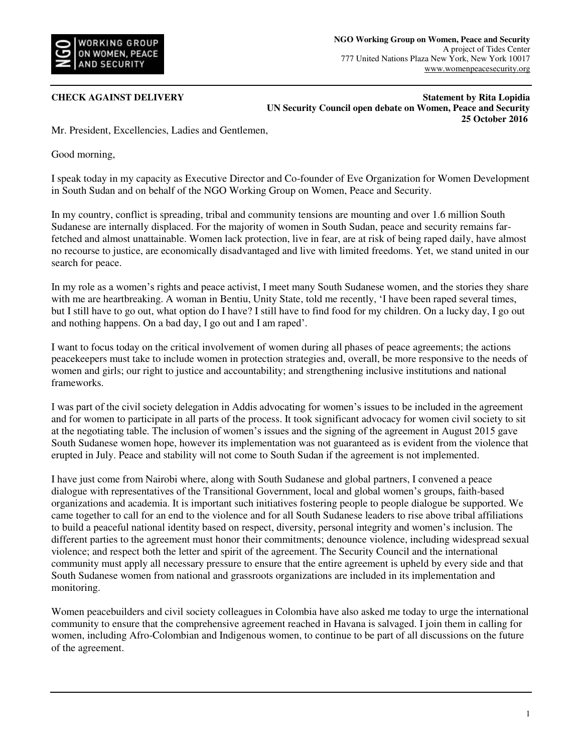**NGO Working Group on Women, Peace and Security**
A project of Tides Center
777 United Nations Plaza New York, New York 10017
www.womenpeacesecurity.org

**CHECK AGAINST DELIVERY**

**Statement by Rita Lopidia**
**UN Security Council open debate on Women, Peace and Security**
**25 October 2016**

Mr. President, Excellencies, Ladies and Gentlemen,

Good morning,

I speak today in my capacity as Executive Director and Co-founder of Eve Organization for Women Development in South Sudan and on behalf of the NGO Working Group on Women, Peace and Security.

In my country, conflict is spreading, tribal and community tensions are mounting and over 1.6 million South Sudanese are internally displaced. For the majority of women in South Sudan, peace and security remains far-fetched and almost unattainable. Women lack protection, live in fear, are at risk of being raped daily, have almost no recourse to justice, are economically disadvantaged and live with limited freedoms. Yet, we stand united in our search for peace.

In my role as a women's rights and peace activist, I meet many South Sudanese women, and the stories they share with me are heartbreaking. A woman in Bentiu, Unity State, told me recently, 'I have been raped several times, but I still have to go out, what option do I have? I still have to find food for my children. On a lucky day, I go out and nothing happens. On a bad day, I go out and I am raped'.

I want to focus today on the critical involvement of women during all phases of peace agreements; the actions peacekeepers must take to include women in protection strategies and, overall, be more responsive to the needs of women and girls; our right to justice and accountability; and strengthening inclusive institutions and national frameworks.

I was part of the civil society delegation in Addis advocating for women's issues to be included in the agreement and for women to participate in all parts of the process. It took significant advocacy for women civil society to sit at the negotiating table. The inclusion of women's issues and the signing of the agreement in August 2015 gave South Sudanese women hope, however its implementation was not guaranteed as is evident from the violence that erupted in July. Peace and stability will not come to South Sudan if the agreement is not implemented.

I have just come from Nairobi where, along with South Sudanese and global partners, I convened a peace dialogue with representatives of the Transitional Government, local and global women's groups, faith-based organizations and academia. It is important such initiatives fostering people to people dialogue be supported. We came together to call for an end to the violence and for all South Sudanese leaders to rise above tribal affiliations to build a peaceful national identity based on respect, diversity, personal integrity and women's inclusion. The different parties to the agreement must honor their commitments; denounce violence, including widespread sexual violence; and respect both the letter and spirit of the agreement. The Security Council and the international community must apply all necessary pressure to ensure that the entire agreement is upheld by every side and that South Sudanese women from national and grassroots organizations are included in its implementation and monitoring.

Women peacebuilders and civil society colleagues in Colombia have also asked me today to urge the international community to ensure that the comprehensive agreement reached in Havana is salvaged. I join them in calling for women, including Afro-Colombian and Indigenous women, to continue to be part of all discussions on the future of the agreement.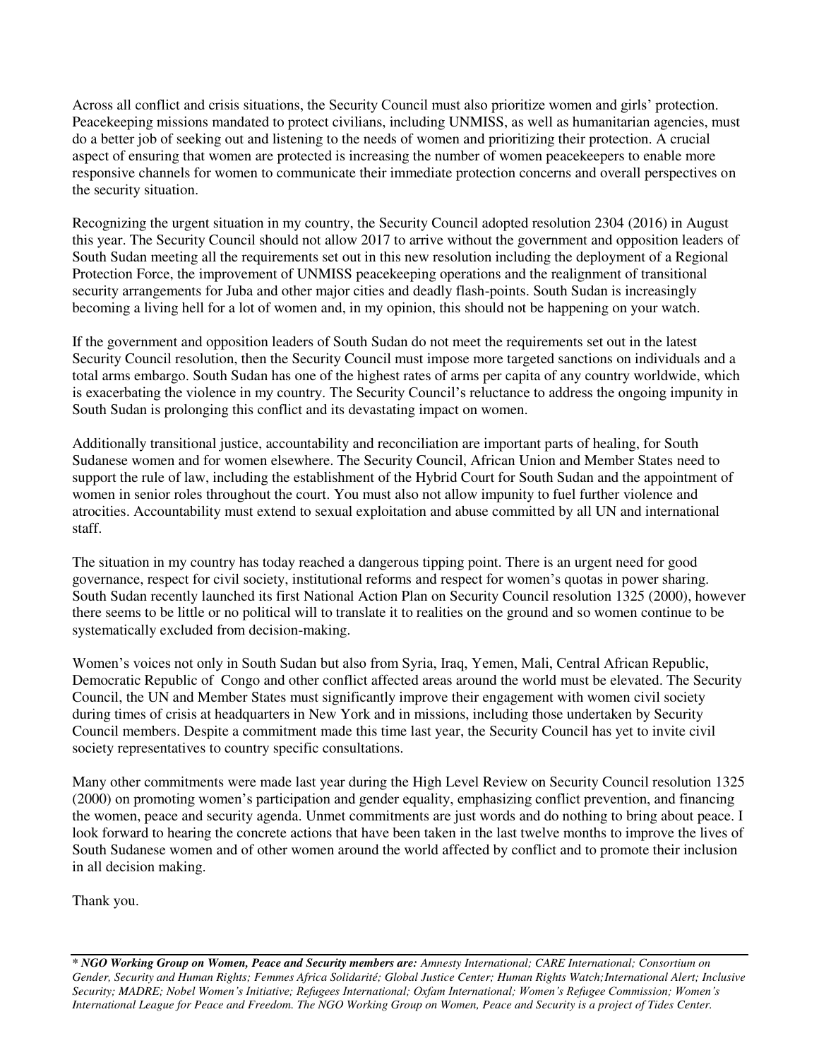Across all conflict and crisis situations, the Security Council must also prioritize women and girls' protection. Peacekeeping missions mandated to protect civilians, including UNMISS, as well as humanitarian agencies, must do a better job of seeking out and listening to the needs of women and prioritizing their protection. A crucial aspect of ensuring that women are protected is increasing the number of women peacekeepers to enable more responsive channels for women to communicate their immediate protection concerns and overall perspectives on the security situation.

Recognizing the urgent situation in my country, the Security Council adopted resolution 2304 (2016) in August this year. The Security Council should not allow 2017 to arrive without the government and opposition leaders of South Sudan meeting all the requirements set out in this new resolution including the deployment of a Regional Protection Force, the improvement of UNMISS peacekeeping operations and the realignment of transitional security arrangements for Juba and other major cities and deadly flash-points. South Sudan is increasingly becoming a living hell for a lot of women and, in my opinion, this should not be happening on your watch.

If the government and opposition leaders of South Sudan do not meet the requirements set out in the latest Security Council resolution, then the Security Council must impose more targeted sanctions on individuals and a total arms embargo. South Sudan has one of the highest rates of arms per capita of any country worldwide, which is exacerbating the violence in my country. The Security Council's reluctance to address the ongoing impunity in South Sudan is prolonging this conflict and its devastating impact on women.

Additionally transitional justice, accountability and reconciliation are important parts of healing, for South Sudanese women and for women elsewhere. The Security Council, African Union and Member States need to support the rule of law, including the establishment of the Hybrid Court for South Sudan and the appointment of women in senior roles throughout the court. You must also not allow impunity to fuel further violence and atrocities. Accountability must extend to sexual exploitation and abuse committed by all UN and international staff.

The situation in my country has today reached a dangerous tipping point. There is an urgent need for good governance, respect for civil society, institutional reforms and respect for women's quotas in power sharing. South Sudan recently launched its first National Action Plan on Security Council resolution 1325 (2000), however there seems to be little or no political will to translate it to realities on the ground and so women continue to be systematically excluded from decision-making.

Women's voices not only in South Sudan but also from Syria, Iraq, Yemen, Mali, Central African Republic, Democratic Republic of Congo and other conflict affected areas around the world must be elevated. The Security Council, the UN and Member States must significantly improve their engagement with women civil society during times of crisis at headquarters in New York and in missions, including those undertaken by Security Council members. Despite a commitment made this time last year, the Security Council has yet to invite civil society representatives to country specific consultations.

Many other commitments were made last year during the High Level Review on Security Council resolution 1325 (2000) on promoting women's participation and gender equality, emphasizing conflict prevention, and financing the women, peace and security agenda. Unmet commitments are just words and do nothing to bring about peace. I look forward to hearing the concrete actions that have been taken in the last twelve months to improve the lives of South Sudanese women and of other women around the world affected by conflict and to promote their inclusion in all decision making.

Thank you.

---

***\* NGO Working Group on Women, Peace and Security members are:*** *Amnesty International; CARE International; Consortium on Gender, Security and Human Rights; Femmes Africa Solidarité; Global Justice Center; Human Rights Watch; International Alert; Inclusive Security; MADRE; Nobel Women's Initiative; Refugees International; Oxfam International; Women's Refugee Commission; Women's International League for Peace and Freedom. The NGO Working Group on Women, Peace and Security is a project of Tides Center.*